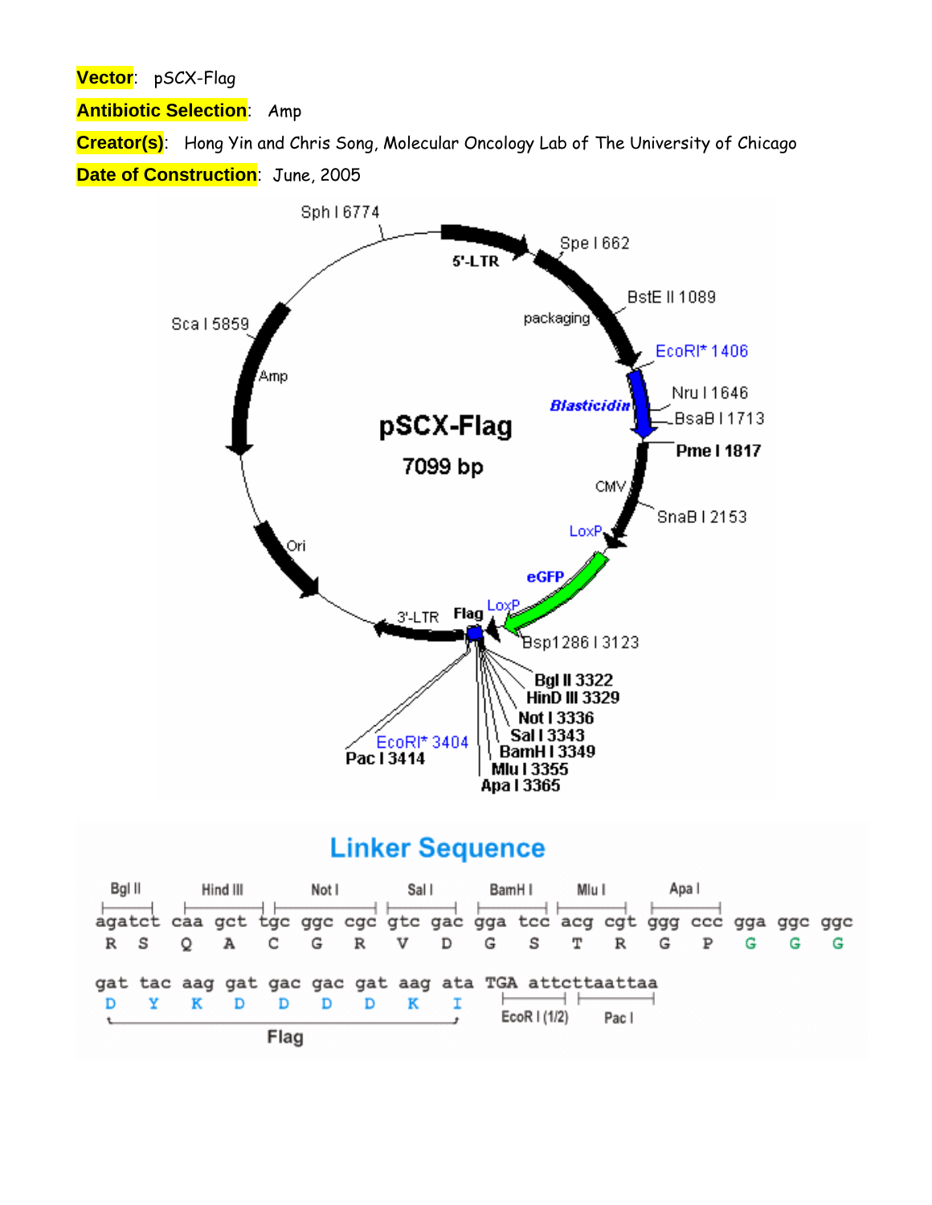**Vector**: pSCX-Flag

**Antibiotic Selection**: Amp

**Creator(s)**: Hong Yin and Chris Song, Molecular Oncology Lab of The University of Chicago

**Date of Construction**: June, 2005

pSCX-Flag
7099 bp

Sph I 6774
5'-LTR
Spe I 662
packaging
BstE II 1089
EcoRI* 1406
Blasticidin
Nru I 1646
BsaB I 1713
Pme I 1817
CMV
SnaB I 2153
LoxP
eGFP
LoxP
Bsp1286 I 3123
Flag
3'-LTR
Bgl II 3322
HinD III 3329
Not I 3336
Sal I 3343
BamH I 3349
Mlu I 3355
Apa I 3365
EcoRI* 3404
Pac I 3414
Ori
Amp
Sca I 5859

## Linker Sequence

```
Bgl II   Hind III   Not I        Sal I      BamH I    Mlu I     Apa I
agatct caa gct tgc ggc cgc gtc gac gga tcc acg cgt ggg ccc gga ggc ggc
 R  S   Q   A   C   G   R   V   D   G   S   T   R   G   P   G   G   G

gat tac aag gat gac gac gat aag ata TGA attcttaattaa
 D   Y   K   D   D   D   D   K   I      EcoR I (1/2)  Pac I
|------------- Flag -------------|
```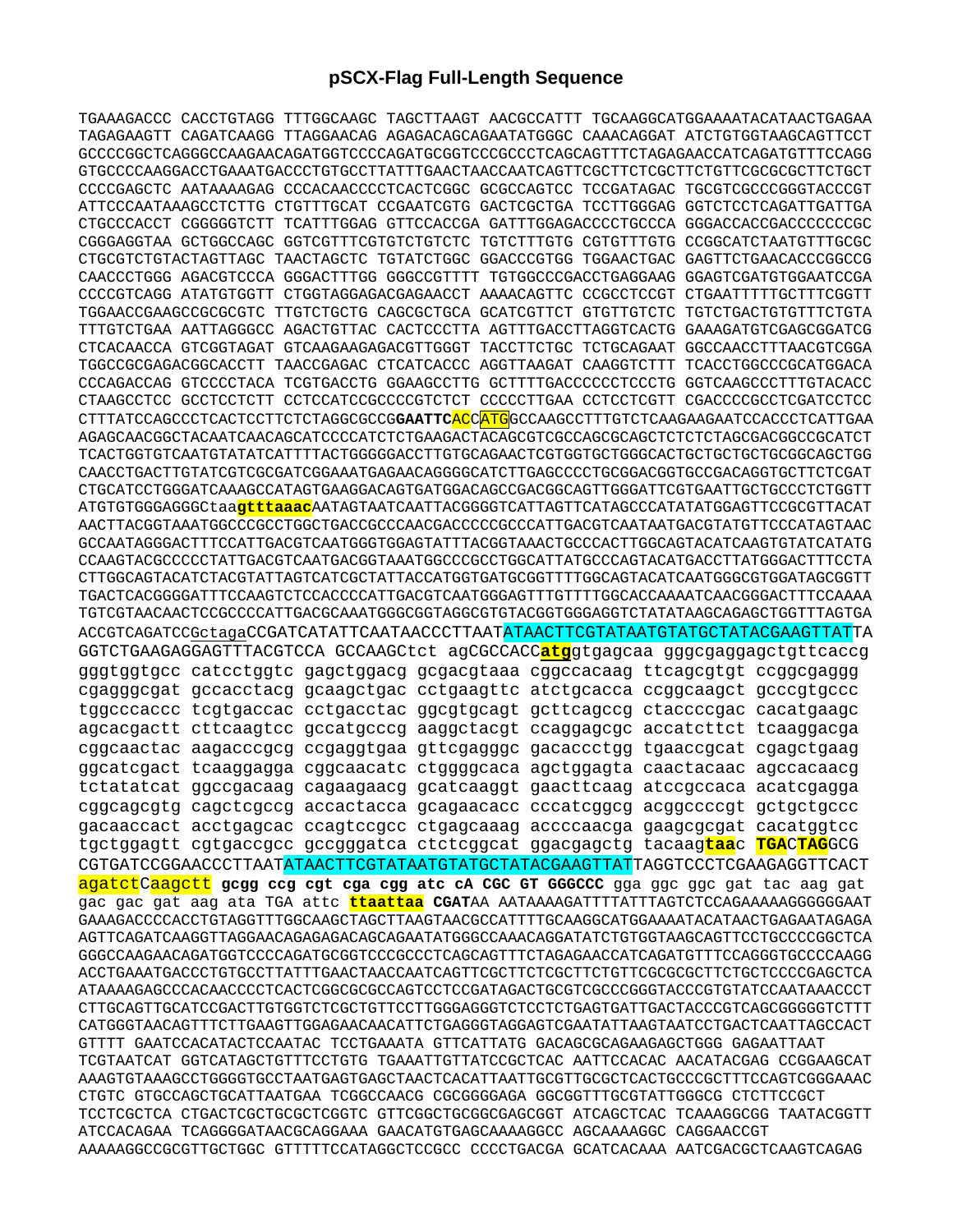## pSCX-Flag Full-Length Sequence

TGAAAGACCC CACCTGTAGG TTTGGCAAGC TAGCTTAAGT AACGCCATTT TGCAAGGCATGGAAAATACATAACTGAGAA
TAGAGAAGTT CAGATCAAGG TTAGGAACAG AGAGACAGCAGAATATGGGC CAAACAGGAT ATCTGTGGTAAGCAGTTCCT
GCCCCGGCTCAGGGCCAAGAACAGATGGTCCCCAGATGCGGTCCCGCCCTCAGCAGTTTCTAGAGAACCATCAGATGTTTCCAGG
GTGCCCCAAGGACCTGAAATGACCCTGTGCCTTATTTGAACTAACCAATCAGTTCGCTTCTCGCTTCTGTTCGCGCGCTTCTGCT
CCCCGAGCTC AATAAAAGAG CCCACAACCCCTCACTCGGC GCGCCAGTCC TCCGATAGAC TGCGTCGCCCGGGTACCCGT
ATTCCCAATAAAGCCTCTTG CTGTTTGCAT CCGAATCGTG GACTCGCTGA TCCTTGGGAG GGTCTCCTCAGATTGATTGA
CTGCCCACCT CGGGGGTCTT TCATTTGGAG GTTCCACCGA GATTTGGAGACCCCTGCCCA GGGACCACCGACCCCCCCGC
CGGGAGGTAA GCTGGCCAGC GGTCGTTTCGTGTCTGTCTC TGTCTTTGTG CGTGTTTGTG CCGGCATCTAATGTTTGCGC
CTGCGTCTGTACTAGTTAGC TAACTAGCTC TGTATCTGGC GGACCCGTGG TGGAACTGAC GAGTTCTGAACACCCGGCCG
CAACCCTGGG AGACGTCCCA GGGACTTTGG GGGCCGTTTT TGTGGCCCGACCTGAGGAAG GGAGTCGATGTGGAATCCGA
CCCCGTCAGG ATATGTGGTT CTGGTAGGAGACGAGAACCT AAAACAGTTC CCGCCTCCGT CTGAATTTTTGCTTTCGGTT
TGGAACCGAAGCCGCGCGTC TTGTCTGCTG CAGCGCTGCA GCATCGTTCT GTGTTGTCTC TGTCTGACTGTGTTTCTGTA
TTTGTCTGAA AATTAGGGCC AGACTGTTAC CACTCCCTTA AGTTTGACCTTAGGTCACTG GAAAGATGTCGAGCGGATCG
CTCACAACCA GTCGGTAGAT GTCAAGAAGAGACGTTGGGT TACCTTCTGC TCTGCAGAAT GGCCAACCTTTAACGTCGGA
TGGCCGCGAGACGGCACCTT TAACCGAGAC CTCATCACCC AGGTTAAGAT CAAGGTCTTT TCACCTGGCCCGCATGGACA
CCCAGACCAG GTCCCCTACA TCGTGACCTG GGAAGCCTTG GCTTTTGACCCCCCTCCCTG GGTCAAGCCCTTTGTACACC
CTAAGCCTCC GCCTCCTCTT CCTCCATCCGCCCCGTCTCT CCCCCTTGAA CCTCCTCGTT CGACCCCGCCTCGATCCTCC
CTTTATCCAGCCCTCACTCCTTCTCTAGGCGCCG**GAATTC**ACCATGGCCAAGCCTTTGTCTCAAGAAGAATCCACCCTCATTGAA
AGAGCAACGGCTACAATCAACAGCATCCCCATCTCTGAAGACTACAGCGTCGCCAGCGCAGCTCTCTCTAGCGACGGCCGCATCT
TCACTGGTGTCAATGTATATCATTTTACTGGGGGACCTTGTGCAGAACTCGTGGTGCTGGGCACTGCTGCTGCGGCAGCTGG
CAACCTGACTTGTATCGTCGCGATCGGAAATGAGAACAGGGGCATCTTGAGCCCCTGCGGACGGTGCCGACAGGTGCTTCTCGAT
CTGCATCCTGGGATCAAAGCCATAGTGAAGGACAGTGATGGACAGCCGACGGCAGTTGGGATTCGTGAATTGCTGCCCTCTGGTT
ATGTGTGGGAGGGCtaa**gtttaaac**AATAGTAATCAATTACGGGGTCATTAGTTCATAGCCCATATATGGAGTTCCGCGTTACAT
AACTTACGGTAAATGGCCCGCCTGGCTGACCGCCCAACGACCCCCGCCCATTGACGTCAATAATGACGTATGTTCCCATAGTAAC
GCCAATAGGGACTTTCCATTGACGTCAATGGGTGGAGTATTTACGGTAAACTGCCCACTTGGCAGTACATCAAGTGTATCATATG
CCAAGTACGCCCCCTATTGACGTCAATGACGGTAAATGGCCCGCCTGGCATTATGCCCAGTACATGACCTTATGGGACTTTCCTA
CTTGGCAGTACATCTACGTATTAGTCATCGCTATTACCATGGTGATGCGGTTTTGGCAGTACATCAATGGGCGTGGATAGCGGTT
TGACTCACGGGGATTTCCAAGTCTCCACCCCATTGACGTCAATGGGAGTTTGTTTTGGCACCAAAATCAACGGGACTTTCCAAAA
TGTCGTAACAACTCCGCCCCATTGACGCAAATGGGCGGTAGGCGTGTACGGTGGGAGGTCTATATAAGCAGAGCTGGTTTAGTGA
ACCGTCAGATCCGctagaCCGATCATATTCAATAACCCTTAATATAACTTCGTATAATGTATGCTATACGAAGTTATTA
GGTCTGAAGAGGAGTTTACGTCCA GCCAAGCtct agCGCCACC**atg**gtgagcaa gggcgaggagctgttcaccg
gggtggtgcc catcctggtc gagctggacg gcgacgtaaa cggccacaag ttcagcgtgt ccggcgaggg
cgagggcgat gccacctacg gcaagctgac cctgaagttc atctgcacca ccggcaagct gcccgtgccc
tggcccaccc tcgtgaccac cctgacctac ggcgtgcagt gcttcagccg ctaccccgac cacatgaagc
agcacgactt cttcaagtcc gccatgcccg aaggctacgt ccaggagcgc accatcttct tcaaggacga
cggcaactac aagacccgcg ccgaggtgaa gttcgagggc gacaccctgg tgaaccgcat cgagctgaag
ggcatcgact tcaaggagga cggcaacatc ctggggcaca agctggagta caactacaac agccacaacg
tctatatcat ggccgacaag cagaagaacg gcatcaaggt gaacttcaag atccgccaca acatcgagga
cggcagcgtg cagctcgccg accactacca gcagaacacc cccatcggcg acggccccgt gctgctgccc
gacaaccact acctgagcac ccagtccgcc ctgagcaaag accccaacga gaagcgcgat cacatggtcc
tgctggagtt cgtgaccgcc gccgggatca ctctcggcat ggacgagctg tacaag**taa**c **TGA**C**TAG**GCG
CGTGATCCGGAACCCTTAATATAACTTCGTATAATGTATGCTATACGAAGTTATTAGGTCCCTCGAAGAGGTTCACT
agatctCaagctt **gcgg ccg cgt cga cgg atc cA CGC GT GGGCCC** gga ggc ggc gat tac aag gat
gac gac gat aag ata TGA attc **ttaattaa** **CGAT**AA AATAAAAGATTTTATTTAGTCTCCAGAAAAAGGGGGGAAT
GAAAGACCCCACCTGTAGGTTTGGCAAGCTAGCTTAAGTAACGCCATTTTGCAAGGCATGGAAAATACATAACTGAGAATAGAGA
AGTTCAGATCAAGGTTAGGAACAGAGAGACAGCAGAATATGGGCCAAACAGGATATCTGTGGTAAGCAGTTCCTGCCCCGGCTCA
GGGCCAAGAACAGATGGTCCCCAGATGCGGTCCCGCCCTCAGCAGTTTCTAGAGAACCATCAGATGTTTCCAGGGTGCCCCAAGG
ACCTGAAATGACCCTGTGCCTTATTTGAACTAACCAATCAGTTCGCTTCTCGCTTCTGTTCGCGCGCTTCTGCTCCCCGAGCTCA
ATAAAAGAGCCCACAACCCCTCACTCGGCGCGCCAGTCCTCCGATAGACTGCGTCGCCCGGGTACCCGTGTATCCAATAAACCCT
CTTGCAGTTGCATCCGACTTGTGGTCTCGCTGTTCCTTGGGAGGGTCTCCTCTGAGTGATTGACTACCCGTCAGCGGGGGTCTTT
CATGGGTAACAGTTTCTTGAAGTTGGAGAACAACATTCTGAGGGTAGGAGTCGAATATTAAGTAATCCTGACTCAATTAGCCACT
GTTTT GAATCCACATACTCCAATAC TCCTGAAATA GTTCATTATG GACAGCGCAGAAGAGCTGGG GAGAATTAAT
TCGTAATCAT GGTCATAGCTGTTTCCTGTG TGAAATTGTTATCCGCTCAC AATTCCACAC AACATACGAG CCGGAAGCAT
AAAGTGTAAAGCCTGGGGTGCCTAATGAGTGAGCTAACTCACATTAATTGCGTTGCGCTCACTGCCCGCTTTCCAGTCGGGAAAC
CTGTC GTGCCAGCTGCATTAATGAA TCGGCCAACG CGCGGGGAGA GGCGGTTTGCGTATTGGGCG CTCTTCCGCT
TCCTCGCTCA CTGACTCGCTGCGCTCGGTC GTTCGGCTGCGGCGAGCGGT ATCAGCTCAC TCAAAGGCGG TAATACGGTT
ATCCACAGAA TCAGGGGATAACGCAGGAAA GAACATGTGAGCAAAAGGCC AGCAAAAGGC CAGGAACCGT
AAAAAGGCCGCGTTGCTGGC GTTTTTCCATAGGCTCCGCC CCCCTGACGA GCATCACAAA AATCGACGCTCAAGTCAGAG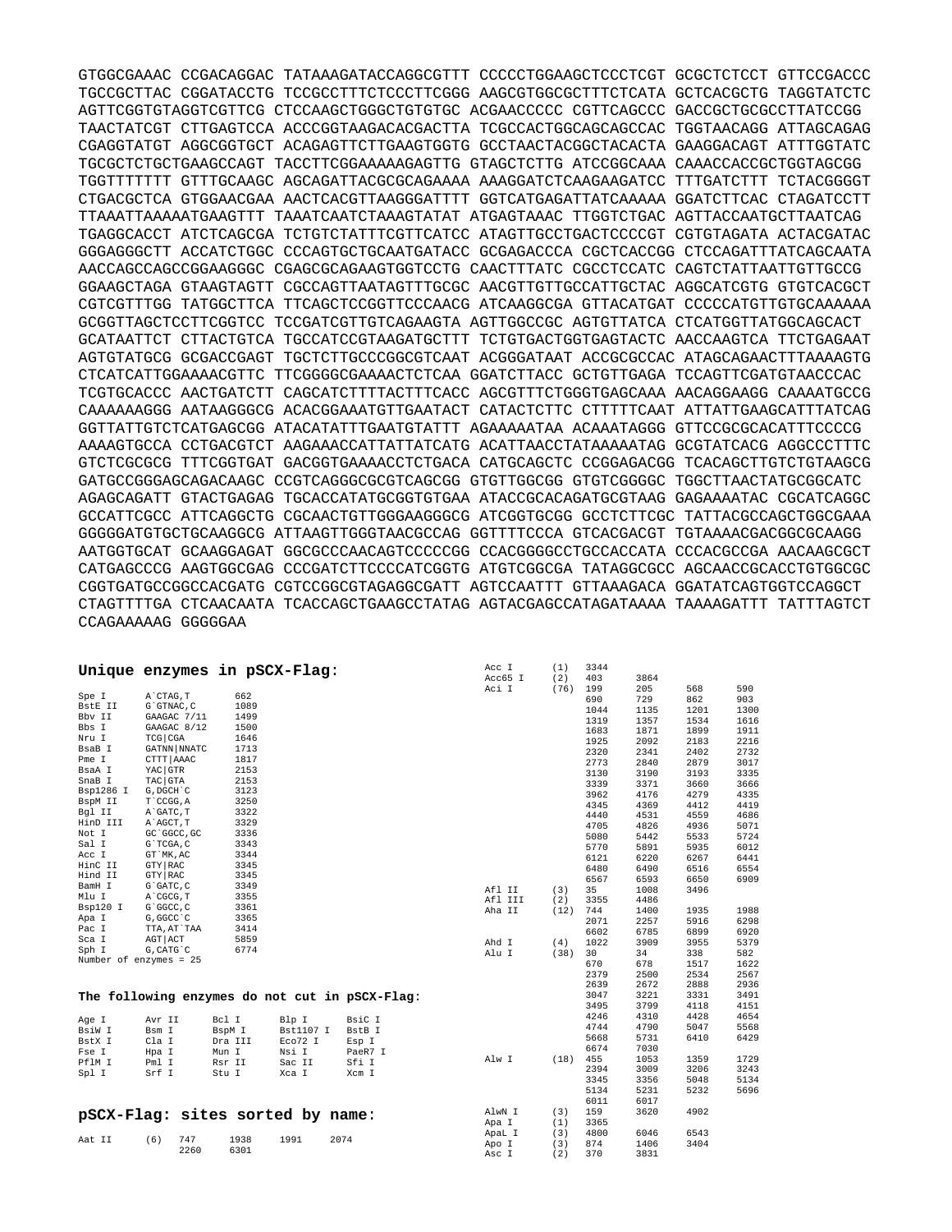```
GTGGCGAAAC CCGACAGGAC TATAAAGATACCAGGCGTTT CCCCCTGGAAGCTCCCTCGT GCGCTCTCCT GTTCCGACCC
TGCCGCTTAC CGGATACCTG TCCGCCTTTCTCCCTTCGGG AAGCGTGGCGCTTTCTCATA GCTCACGCTG TAGGTATCTC
AGTTCGGTGTAGGTCGTTCG CTCCAAGCTGGGCTGTGTGC ACGAACCCCC CGTTCAGCCC GACCGCTGCGCCTTATCCGG
TAACTATCGT CTTGAGTCCA ACCCGGTAAGACACGACTTA TCGCCACTGGCAGCAGCCAC TGGTAACAGG ATTAGCAGAG
CGAGGTATGT AGGCGGTGCT ACAGAGTTCTTGAAGTGGTG GCCTAACTACGGCTACACTA GAAGGACAGT ATTTGGTATC
TGCGCTCTGCTGAAGCCAGT TACCTTCGGAAAAAGAGTTG GTAGCTCTTG ATCCGGCAAA CAAACCACCGCTGGTAGCGG
TGGTTTTTTT GTTTGCAAGC AGCAGATTACGCGCAGAAAA AAAGGATCTCAAGAAGATCC TTTGATCTTT TCTACGGGGT
CTGACGCTCA GTGGAACGAA AACTCACGTTAAGGGATTTT GGTCATGAGATTATCAAAAA GGATCTTCAC CTAGATCCTT
TTAAATTAAAAATGAAGTTT TAAATCAATCTAAAGTATAT ATGAGTAAAC TTGGTCTGAC AGTTACCAATGCTTAATCAG
TGAGGCACCT ATCTCAGCGA TCTGTCTATTTCGTTCATCC ATAGTTGCCTGACTCCCCGT CGTGTAGATA ACTACGATAC
GGGAGGGCTT ACCATCTGGC CCCAGTGCTGCAATGATACC GCGAGACCCA CGCTCACCGG CTCCAGATTTATCAGCAATA
AACCAGCCAGCCGGAAGGGC CGAGCGCAGAAGTGGTCCTG CAACTTTATC CGCCTCCATC CAGTCTATTAATTGTTGCCG
GGAAGCTAGA GTAAGTAGTT CGCCAGTTAATAGTTTGCGC AACGTTGTTGCCATTGCTAC AGGCATCGTG GTGTCACGCT
CGTCGTTTGG TATGGCTTCA TTCAGCTCCGGTTCCCAACG ATCAAGGCGA GTTACATGAT CCCCCATGTTGTGCAAAAAA
GCGGTTAGCTCCTTCGGTCC TCCGATCGTTGTCAGAAGTA AGTTGGCCGC AGTGTTATCA CTCATGGTTATGGCAGCACT
GCATAATTCT CTTACTGTCA TGCCATCCGTAAGATGCTTT TCTGTGACTGGTGAGTACTC AACCAAGTCA TTCTGAGAAT
AGTGTATGCG GCGACCGAGT TGCTCTTGCCCGGCGTCAAT ACGGGATAAT ACCGCGCCAC ATAGCAGAACTTTAAAAGTG
CTCATCATTGGAAAACGTTC TTCGGGGCGAAAACTCTCAA GGATCTTACC GCTGTTGAGA TCCAGTTCGATGTAACCCAC
TCGTGCACCC AACTGATCTT CAGCATCTTTTACTTTCACC AGCGTTTCTGGGTGAGCAAA AACAGGAAGG CAAAATGCCG
CAAAAAAGGG AATAAGGGCG ACACGGAAATGTTGAATACT CATACTCTTC CTTTTTCAAT ATTATTGAAGCATTTATCAG
GGTTATTGTCTCATGAGCGG ATACATATTTGAATGTATTT AGAAAAATAA ACAAATAGGG GTTCCGCGCACATTTCCCCG
AAAAGTGCCA CCTGACGTCT AAGAAACCATTATTATCATG ACATTAACCTATAAAAATAG GCGTATCACG AGGCCCTTTC
GTCTCGCGCG TTTCGGTGAT GACGGTGAAAACCTCTGACA CATGCAGCTC CCGGAGACGG TCACAGCTTGTCTGTAAGCG
GATGCCGGGAGCAGACAAGC CCGTCAGGGCGCGTCAGCGG GTGTTGGCGG GTGTCGGGGC TGGCTTAACTATGCGGCATC
AGAGCAGATT GTACTGAGAG TGCACCATATGCGGTGTGAA ATACCGCACAGATGCGTAAG GAGAAAATAC CGCATCAGGC
GCCATTCGCC ATTCAGGCTG CGCAACTGTTGGGAAGGGCG ATCGGTGCGG GCCTCTTCGC TATTACGCCAGCTGGCGAAA
GGGGGATGTGCTGCAAGGCG ATTAAGTTGGGTAACGCCAG GGTTTTCCCA GTCACGACGT TGTAAAACGACGGCGCAAGG
AATGGTGCAT GCAAGGAGAT GGCGCCCAACAGTCCCCCGG CCACGGGGCCTGCCACCATA CCCACGCCGA AACAAGCGCT
CATGAGCCCG AAGTGGCGAG CCCGATCTTCCCCATCGGTG ATGTCGGCGA TATAGGCGCC AGCAACCGCACCTGTGGCGC
CGGTGATGCCGGCCACGATG CGTCCGGCGTAGAGGCGATT AGTCCAATTT GTTAAAGACA GGATATCAGTGGTCCAGGCT
CTAGTTTTGA CTCAACAATA TCACCAGCTGAAGCCTATAG AGTACGAGCCATAGATAAAA TAAAAGATTT TATTTAGTCT
CCAGAAAAAG GGGGGAA
```

**Unique enzymes in pSCX-Flag:**

| Enzyme | Site | Position |
|---|---|---|
| Spe I | A`CTAG,T | 662 |
| BstE II | G`GTNAC,C | 1089 |
| Bbv II | GAAGAC 7/11 | 1499 |
| Bbs I | GAAGAC 8/12 | 1500 |
| Nru I | TCG\|CGA | 1646 |
| BsaB I | GATNN\|NNATC | 1713 |
| Pme I | CTTT\|AAAC | 1817 |
| BsaA I | YAC\|GTR | 2153 |
| SnaB I | TAC\|GTA | 2153 |
| Bsp1286 I | G,DGCH`C | 3123 |
| BspM II | T`CCGG,A | 3250 |
| Bgl II | A`GATC,T | 3322 |
| HinD III | A`AGCT,T | 3329 |
| Not I | GC`GGCC,GC | 3336 |
| Sal I | G`TCGA,C | 3343 |
| Acc I | GT`MK,AC | 3344 |
| HinC II | GTY\|RAC | 3345 |
| Hind II | GTY\|RAC | 3345 |
| BamH I | G`GATC,C | 3349 |
| Mlu I | A`CGCG,T | 3355 |
| Bsp120 I | G`GGCC,C | 3361 |
| Apa I | G,GGCC`C | 3365 |
| Pac I | TTA,AT`TAA | 3414 |
| Sca I | AGT\|ACT | 5859 |
| Sph I | G,CATG`C | 6774 |

Number of enzymes = 25

**The following enzymes do not cut in pSCX-Flag:**

| | | | | |
|---|---|---|---|---|
| Age I | Avr II | Bcl I | Blp I | BsiC I |
| BsiW I | Bsm I | BspM I | Bst1107 I | BstB I |
| BstX I | Cla I | Dra III | Eco72 I | Esp I |
| Fse I | Hpa I | Mun I | Nsi I | PaeR7 I |
| PflM I | Pml I | Rsr II | Sac II | Sfi I |
| Spl I | Srf I | Stu I | Xca I | Xcm I |

**pSCX-Flag: sites sorted by name:**

| Enzyme | (n) | Positions | | | | |
|---|---|---|---|---|---|---|
| Aat II | (6) | 747 | 1938 | 1991 | 2074 | |
| | | 2260 | 6301 | | | |
| Acc I | (1) | 3344 | | | | |
| Acc65 I | (2) | 403 | 3864 | | | |
| Aci I | (76) | 199 | 205 | 568 | 590 | |
| | | 690 | 729 | 862 | 903 | |
| | | 1044 | 1135 | 1201 | 1300 | |
| | | 1319 | 1357 | 1534 | 1616 | |
| | | 1683 | 1871 | 1899 | 1911 | |
| | | 1925 | 2092 | 2183 | 2216 | |
| | | 2320 | 2341 | 2402 | 2732 | |
| | | 2773 | 2840 | 2879 | 3017 | |
| | | 3130 | 3190 | 3193 | 3335 | |
| | | 3339 | 3371 | 3660 | 3666 | |
| | | 3962 | 4176 | 4279 | 4335 | |
| | | 4345 | 4369 | 4412 | 4419 | |
| | | 4440 | 4531 | 4559 | 4686 | |
| | | 4705 | 4826 | 4936 | 5071 | |
| | | 5080 | 5442 | 5533 | 5724 | |
| | | 5770 | 5891 | 5935 | 6012 | |
| | | 6121 | 6220 | 6267 | 6441 | |
| | | 6480 | 6490 | 6516 | 6554 | |
| | | 6567 | 6593 | 6650 | 6909 | |
| Afl II | (3) | 35 | 1008 | 3496 | | |
| Afl III | (2) | 3355 | 4486 | | | |
| Aha II | (12) | 744 | 1400 | 1935 | 1988 | |
| | | 2071 | 2257 | 5916 | 6298 | |
| | | 6602 | 6785 | 6899 | 6920 | |
| Ahd I | (4) | 1022 | 3909 | 3955 | 5379 | |
| Alu I | (38) | 30 | 34 | 338 | 582 | |
| | | 670 | 678 | 1517 | 1622 | |
| | | 2379 | 2500 | 2534 | 2567 | |
| | | 2639 | 2672 | 2888 | 2936 | |
| | | 3047 | 3221 | 3331 | 3491 | |
| | | 3495 | 3799 | 4118 | 4151 | |
| | | 4246 | 4310 | 4428 | 4654 | |
| | | 4744 | 4790 | 5047 | 5568 | |
| | | 5668 | 5731 | 6410 | 6429 | |
| | | 6674 | 7030 | | | |
| Alw I | (18) | 455 | 1053 | 1359 | 1729 | |
| | | 2394 | 3009 | 3206 | 3243 | |
| | | 3345 | 3356 | 5048 | 5134 | |
| | | 5134 | 5231 | 5232 | 5696 | |
| | | 6011 | 6017 | | | |
| AlwN I | (3) | 159 | 3620 | 4902 | | |
| Apa I | (1) | 3365 | | | | |
| ApaL I | (3) | 4800 | 6046 | 6543 | | |
| Apo I | (3) | 874 | 1406 | 3404 | | |
| Asc I | (2) | 370 | 3831 | | | |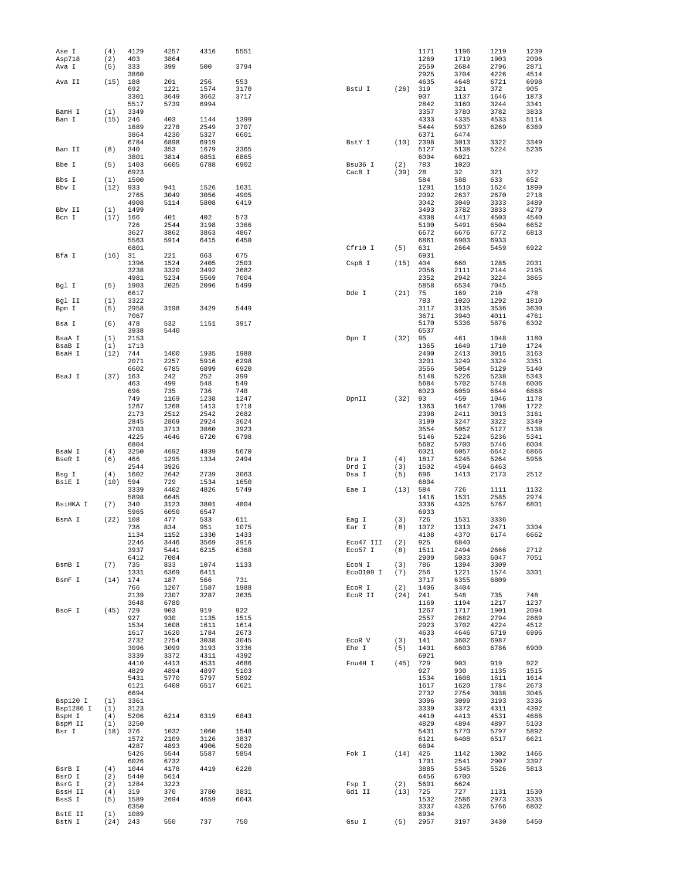| Enzyme | Count | Positions | | | |
|---|---|---|---|---|---|
| Ase I | (4) | 4129 | 4257 | 4316 | 5551 |
| Asp718 | (2) | 403 | 3864 | | |
| Ava I | (5) | 333 | 399 | 500 | 3794 |
| | | 3860 | | | |
| Ava II | (15) | 188 | 201 | 256 | 553 |
| | | 692 | 1221 | 1574 | 3170 |
| | | 3301 | 3649 | 3662 | 3717 |
| | | 5517 | 5739 | 6994 | |
| BamH I | (1) | 3349 | | | |
| Ban I | (15) | 246 | 403 | 1144 | 1399 |
| | | 1689 | 2278 | 2549 | 3707 |
| | | 3864 | 4230 | 5327 | 6601 |
| | | 6784 | 6898 | 6919 | |
| Ban II | (8) | 340 | 353 | 1679 | 3365 |
| | | 3801 | 3814 | 6851 | 6865 |
| Bbe I | (5) | 1403 | 6605 | 6788 | 6902 |
| | | 6923 | | | |
| Bbs I | (1) | 1500 | | | |
| Bbv I | (12) | 933 | 941 | 1526 | 1631 |
| | | 2765 | 3049 | 3056 | 4905 |
| | | 4908 | 5114 | 5808 | 6419 |
| Bbv II | (1) | 1499 | | | |
| Bcn I | (17) | 166 | 401 | 402 | 573 |
| | | 726 | 2544 | 3198 | 3366 |
| | | 3627 | 3862 | 3863 | 4867 |
| | | 5563 | 5914 | 6415 | 6450 |
| | | 6801 | | | |
| Bfa I | (16) | 31 | 221 | 663 | 675 |
| | | 1396 | 1524 | 2405 | 2503 |
| | | 3238 | 3320 | 3492 | 3682 |
| | | 4981 | 5234 | 5569 | 7004 |
| Bgl I | (5) | 1903 | 2025 | 2096 | 5499 |
| | | 6617 | | | |
| Bgl II | (1) | 3322 | | | |
| Bpm I | (5) | 2958 | 3198 | 3429 | 5449 |
| | | 7067 | | | |
| Bsa I | (6) | 478 | 532 | 1151 | 3917 |
| | | 3938 | 5440 | | |
| BsaA I | (1) | 2153 | | | |
| BsaB I | (1) | 1713 | | | |
| BsaH I | (12) | 744 | 1400 | 1935 | 1988 |
| | | 2071 | 2257 | 5916 | 6298 |
| | | 6602 | 6785 | 6899 | 6920 |
| BsaJ I | (37) | 163 | 242 | 252 | 399 |
| | | 463 | 499 | 548 | 549 |
| | | 696 | 735 | 736 | 748 |
| | | 749 | 1169 | 1238 | 1247 |
| | | 1267 | 1268 | 1413 | 1718 |
| | | 2173 | 2512 | 2542 | 2682 |
| | | 2845 | 2869 | 2924 | 3624 |
| | | 3703 | 3713 | 3860 | 3923 |
| | | 4225 | 4646 | 6720 | 6798 |
| | | 6804 | | | |
| BsaW I | (4) | 3250 | 4692 | 4839 | 5670 |
| BseR I | (6) | 466 | 1295 | 1334 | 2494 |
| | | 2544 | 3926 | | |
| Bsg I | (4) | 1602 | 2642 | 2739 | 3063 |
| BsiE I | (10) | 594 | 729 | 1534 | 1650 |
| | | 3339 | 4402 | 4826 | 5749 |
| | | 5898 | 6645 | | |
| BsiHKA I | (7) | 340 | 3123 | 3801 | 4804 |
| | | 5965 | 6050 | 6547 | |
| BsmA I | (22) | 108 | 477 | 533 | 611 |
| | | 736 | 834 | 951 | 1075 |
| | | 1134 | 1152 | 1330 | 1433 |
| | | 2246 | 3446 | 3569 | 3916 |
| | | 3937 | 5441 | 6215 | 6368 |
| | | 6412 | 7084 | | |
| BsmB I | (7) | 735 | 833 | 1074 | 1133 |
| | | 1331 | 6369 | 6411 | |
| BsmF I | (14) | 174 | 187 | 566 | 731 |
| | | 766 | 1207 | 1587 | 1988 |
| | | 2139 | 2307 | 3287 | 3635 |
| | | 3648 | 6780 | | |
| BsoF I | (45) | 729 | 903 | 919 | 922 |
| | | 927 | 930 | 1135 | 1515 |
| | | 1534 | 1608 | 1611 | 1614 |
| | | 1617 | 1620 | 1784 | 2673 |
| | | 2732 | 2754 | 3038 | 3045 |
| | | 3096 | 3099 | 3193 | 3336 |
| | | 3339 | 3372 | 4311 | 4392 |
| | | 4410 | 4413 | 4531 | 4686 |
| | | 4829 | 4894 | 4897 | 5103 |
| | | 5431 | 5770 | 5797 | 5892 |
| | | 6121 | 6408 | 6517 | 6621 |
| | | 6694 | | | |
| Bsp120 I | (1) | 3361 | | | |
| Bsp1286 I | (1) | 3123 | | | |
| BspH I | (4) | 5206 | 6214 | 6319 | 6843 |
| BspM II | (1) | 3250 | | | |
| Bsr I | (18) | 376 | 1032 | 1060 | 1548 |
| | | 1572 | 2109 | 3126 | 3837 |
| | | 4287 | 4893 | 4906 | 5020 |
| | | 5426 | 5544 | 5587 | 5854 |
| | | 6026 | 6732 | | |
| BsrB I | (4) | 1044 | 4178 | 4419 | 6220 |
| BsrD I | (2) | 5440 | 5614 | | |
| BsrG I | (2) | 1284 | 3223 | | |
| BssH II | (4) | 319 | 370 | 3780 | 3831 |
| BssS I | (5) | 1589 | 2694 | 4659 | 6043 |
| | | 6350 | | | |
| BstE II | (1) | 1089 | | | |
| BstN I | (24) | 243 | 550 | 737 | 750 |
| | | 1171 | 1196 | 1219 | 1239 |
| | | 1269 | 1719 | 1903 | 2096 |
| | | 2559 | 2684 | 2796 | 2871 |
| | | 2925 | 3704 | 4226 | 4514 |
| | | 4635 | 4648 | 6721 | 6998 |
| BstU I | (26) | 319 | 321 | 372 | 905 |
| | | 907 | 1137 | 1646 | 1873 |
| | | 2842 | 3160 | 3244 | 3341 |
| | | 3357 | 3780 | 3782 | 3833 |
| | | 4333 | 4335 | 4533 | 5114 |
| | | 5444 | 5937 | 6269 | 6369 |
| | | 6371 | 6474 | | |
| BstY I | (10) | 2398 | 3013 | 3322 | 3349 |
| | | 5127 | 5138 | 5224 | 5236 |
| | | 6004 | 6021 | | |
| Bsu36 I | (2) | 783 | 1020 | | |
| Cac8 I | (39) | 28 | 32 | 321 | 372 |
| | | 584 | 588 | 633 | 652 |
| | | 1201 | 1510 | 1624 | 1899 |
| | | 2092 | 2637 | 2670 | 2718 |
| | | 3042 | 3049 | 3333 | 3489 |
| | | 3493 | 3782 | 3833 | 4279 |
| | | 4308 | 4417 | 4503 | 4540 |
| | | 5100 | 5491 | 6504 | 6652 |
| | | 6672 | 6676 | 6772 | 6813 |
| | | 6861 | 6903 | 6933 | |
| Cfr10 I | (5) | 631 | 2664 | 5459 | 6922 |
| | | 6931 | | | |
| Csp6 I | (15) | 404 | 660 | 1285 | 2031 |
| | | 2056 | 2111 | 2144 | 2195 |
| | | 2352 | 2942 | 3224 | 3865 |
| | | 5858 | 6534 | 7045 | |
| Dde I | (21) | 75 | 169 | 210 | 478 |
| | | 783 | 1020 | 1292 | 1810 |
| | | 3117 | 3135 | 3536 | 3630 |
| | | 3671 | 3940 | 4011 | 4761 |
| | | 5170 | 5336 | 5876 | 6302 |
| | | 6537 | | | |
| Dpn I | (32) | 95 | 461 | 1048 | 1180 |
| | | 1365 | 1649 | 1710 | 1724 |
| | | 2400 | 2413 | 3015 | 3163 |
| | | 3201 | 3249 | 3324 | 3351 |
| | | 3556 | 5054 | 5129 | 5140 |
| | | 5148 | 5226 | 5238 | 5343 |
| | | 5684 | 5702 | 5748 | 6006 |
| | | 6023 | 6059 | 6644 | 6868 |
| DpnII | (32) | 93 | 459 | 1046 | 1178 |
| | | 1363 | 1647 | 1708 | 1722 |
| | | 2398 | 2411 | 3013 | 3161 |
| | | 3199 | 3247 | 3322 | 3349 |
| | | 3554 | 5052 | 5127 | 5138 |
| | | 5146 | 5224 | 5236 | 5341 |
| | | 5682 | 5700 | 5746 | 6004 |
| | | 6021 | 6057 | 6642 | 6866 |
| Dra I | (4) | 1817 | 5245 | 5264 | 5956 |
| Drd I | (3) | 1502 | 4594 | 6463 | |
| Dsa I | (5) | 696 | 1413 | 2173 | 2512 |
| | | 6804 | | | |
| Eae I | (13) | 584 | 726 | 1111 | 1132 |
| | | 1416 | 1531 | 2585 | 2974 |
| | | 3336 | 4325 | 5767 | 6801 |
| | | 6933 | | | |
| Eag I | (3) | 726 | 1531 | 3336 | |
| Ear I | (8) | 1072 | 1313 | 2471 | 3304 |
| | | 4108 | 4370 | 6174 | 6662 |
| Eco47 III | (2) | 925 | 6840 | | |
| Eco57 I | (8) | 1511 | 2494 | 2666 | 2712 |
| | | 2909 | 5033 | 6047 | 7051 |
| EcoN I | (3) | 786 | 1394 | 3309 | |
| EcoO109 I | (7) | 256 | 1221 | 1574 | 3301 |
| | | 3717 | 6355 | 6809 | |
| EcoR I | (2) | 1406 | 3404 | | |
| EcoR II | (24) | 241 | 548 | 735 | 748 |
| | | 1169 | 1194 | 1217 | 1237 |
| | | 1267 | 1717 | 1901 | 2094 |
| | | 2557 | 2682 | 2794 | 2869 |
| | | 2923 | 3702 | 4224 | 4512 |
| | | 4633 | 4646 | 6719 | 6996 |
| EcoR V | (3) | 141 | 3602 | 6987 | |
| Ehe I | (5) | 1401 | 6603 | 6786 | 6900 |
| | | 6921 | | | |
| Fnu4H I | (45) | 729 | 903 | 919 | 922 |
| | | 927 | 930 | 1135 | 1515 |
| | | 1534 | 1608 | 1611 | 1614 |
| | | 1617 | 1620 | 1784 | 2673 |
| | | 2732 | 2754 | 3038 | 3045 |
| | | 3096 | 3099 | 3193 | 3336 |
| | | 3339 | 3372 | 4311 | 4392 |
| | | 4410 | 4413 | 4531 | 4686 |
| | | 4829 | 4894 | 4897 | 5103 |
| | | 5431 | 5770 | 5797 | 5892 |
| | | 6121 | 6408 | 6517 | 6621 |
| | | 6694 | | | |
| Fok I | (14) | 425 | 1142 | 1302 | 1466 |
| | | 1701 | 2541 | 2907 | 3397 |
| | | 3885 | 5345 | 5526 | 5813 |
| | | 6456 | 6700 | | |
| Fsp I | (2) | 5601 | 6624 | | |
| Gdi II | (13) | 725 | 727 | 1131 | 1530 |
| | | 1532 | 2586 | 2973 | 3335 |
| | | 3337 | 4326 | 5766 | 6802 |
| | | 6934 | | | |
| Gsu I | (5) | 2957 | 3197 | 3430 | 5450 |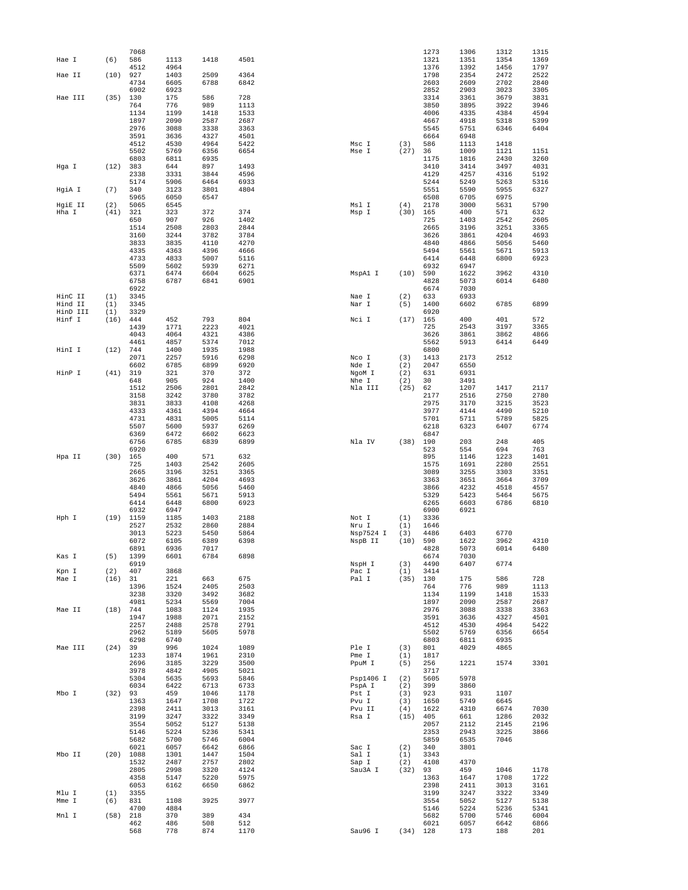```
                7068                                                  1273   1306   1312   1315
Hae I      (6)  586    1113   1418   4501                             1321   1351   1354   1369
                4512   4964                                           1376   1392   1456   1797
Hae II    (10)  927    1403   2509   4364                             1798   2354   2472   2522
                4734   6605   6788   6842                             2603   2609   2702   2840
                6902   6923                                           2852   2903   3023   3305
Hae III   (35)  130    175    586    728                              3314   3361   3679   3831
                764    776    989    1113                             3850   3895   3922   3946
                1134   1199   1418   1533                             4006   4335   4384   4594
                1897   2090   2587   2687                             4667   4918   5318   5399
                2976   3088   3338   3363                             5545   5751   6346   6404
                3591   3636   4327   4501                             6664   6948
                4512   4530   4964   5422         Msc I      (3)   586    1113   1418
                5502   5769   6356   6654         Mse I     (27)   36     1009   1121   1151
                6803   6811   6935                                   1175   1816   2430   3260
Hga I     (12)  383    644    897    1493                            3410   3414   3497   4031
                2338   3331   3844   4596                            4129   4257   4316   5192
                5174   5906   6464   6933                            5244   5249   5263   5316
HgiA I     (7)  340    3123   3801   4804                            5551   5590   5955   6327
                5965   6050   6547                                   6508   6705   6975
HgiE II    (2)  5065   6545                         Msl I      (4)   2178   3000   5631   5790
Hha I     (41)  321    323    372    374            Msp I     (30)   165    400    571    632
                650    907    926    1402                            725    1403   2542   2605
                1514   2508   2803   2844                            2665   3196   3251   3365
                3160   3244   3782   3784                            3626   3861   4204   4693
                3833   3835   4110   4270                            4840   4866   5056   5460
                4335   4363   4396   4666                            5494   5561   5671   5913
                4733   4833   5007   5116                            6414   6448   6800   6923
                5509   5602   5939   6271                            6932   6947
                6371   6474   6604   6625          MspA1 I   (10)   590    1622   3962   4310
                6758   6787   6841   6901                            4828   5073   6014   6480
                6922                                                 6674   7030
HinC II    (1)  3345                                Nae I      (2)   633    6933
Hind II    (1)  3345                                Nar I      (5)   1400   6602   6785   6899
HinD III   (1)  3329                                                 6920
Hinf I    (16)  444    452    793    804            Nci I     (17)   165    400    401    572
                1439   1771   2223   4021                            725    2543   3197   3365
                4043   4064   4321   4386                            3626   3861   3862   4866
                4461   4857   5374   7012                            5562   5913   6414   6449
HinI I    (12)  744    1400   1935   1988                            6800
                2071   2257   5916   6298           Nco I      (3)   1413   2173   2512
                6602   6785   6899   6920           Nde I      (2)   2047   6550
HinP I    (41)  319    321    370    372            NgoM I     (2)   631    6931
                648    905    924    1400           Nhe I      (2)   30     3491
                1512   2506   2801   2842           Nla III   (25)   62     1207   1417   2117
                3158   3242   3780   3782                            2177   2516   2750   2780
                3831   3833   4108   4268                            2975   3170   3215   3523
                4333   4361   4394   4664                            3977   4144   4490   5210
                4731   4831   5005   5114                            5701   5711   5789   5825
                5507   5600   5937   6269                            6218   6323   6407   6774
                6369   6472   6602   6623                            6847
                6756   6785   6839   6899           Nla IV    (38)   190    203    248    405
                6920                                                 523    554    694    763
Hpa II    (30)  165    400    571    632                             895    1146   1223   1401
                725    1403   2542   2605                            1575   1691   2280   2551
                2665   3196   3251   3365                            3089   3255   3303   3351
                3626   3861   4204   4693                            3363   3651   3664   3709
                4840   4866   5056   5460                            3866   4232   4518   4557
                5494   5561   5671   5913                            5329   5423   5464   5675
                6414   6448   6800   6923                            6265   6603   6786   6810
                6932   6947                                          6900   6921
Hph I     (19)  1159   1185   1403   2188           Not I      (1)   3336
                2527   2532   2860   2884           Nru I      (1)   1646
                3013   5223   5450   5864           Nsp7524 I  (3)   4486   6403   6770
                6072   6105   6389   6398           NspB II   (10)   590    1622   3962   4310
                6891   6936   7017                                   4828   5073   6014   6480
Kas I      (5)  1399   6601   6784   6898                            6674   7030
                6919                                NspH I     (3)   4490   6407   6774
Kpn I      (2)  407    3868                         Pac I      (1)   3414
Mae I     (16)  31     221    663    675            Pal I     (35)   130    175    586    728
                1396   1524   2405   2503                            764    776    989    1113
                3238   3320   3492   3682                            1134   1199   1418   1533
                4981   5234   5569   7004                            1897   2090   2587   2687
Mae II    (18)  744    1083   1124   1935                            2976   3088   3338   3363
                1947   1988   2071   2152                            3591   3636   4327   4501
                2257   2488   2578   2791                            4512   4530   4964   5422
                2962   5189   5605   5978                            5502   5769   6356   6654
                6298   6740                                          6803   6811   6935
Mae III   (24)  39     996    1024   1089           Ple I      (3)   801    4029   4865
                1233   1874   1961   2310           Pme I      (1)   1817
                2696   3185   3229   3500           PpuM I     (5)   256    1221   1574   3301
                3978   4842   4905   5021                            3717
                5304   5635   5693   5846           Psp1406 I  (2)   5605   5978
                6034   6422   6713   6733           PspA I     (2)   399    3860
Mbo I     (32)  93     459    1046   1178           Pst I      (3)   923    931    1107
                1363   1647   1708   1722           Pvu I      (3)   1650   5749   6645
                2398   2411   3013   3161           Pvu II     (4)   1622   4310   6674   7030
                3199   3247   3322   3349           Rsa I     (15)   405    661    1286   2032
                3554   5052   5127   5138                            2057   2112   2145   2196
                5146   5224   5236   5341                            2353   2943   3225   3866
                5682   5700   5746   6004                            5859   6535   7046
                6021   6057   6642   6866           Sac I      (2)   340    3801
Mbo II    (20)  1088   1301   1447   1504           Sal I      (1)   3343
                1532   2487   2757   2802           Sap I      (2)   4108   4370
                2805   2998   3320   4124           Sau3A I   (32)   93     459    1046   1178
                4358   5147   5220   5975                            1363   1647   1708   1722
                6053   6162   6650   6862                            2398   2411   3013   3161
Mlu I      (1)  3355                                                 3199   3247   3322   3349
Mme I      (6)  831    1108   3925   3977                            3554   5052   5127   5138
                4700   4884                                          5146   5224   5236   5341
Mnl I     (58)  218    370    389    434                             5682   5700   5746   6004
                462    486    508    512                             6021   6057   6642   6866
                568    778    874    1170           Sau96 I   (34)   128    173    188    201
```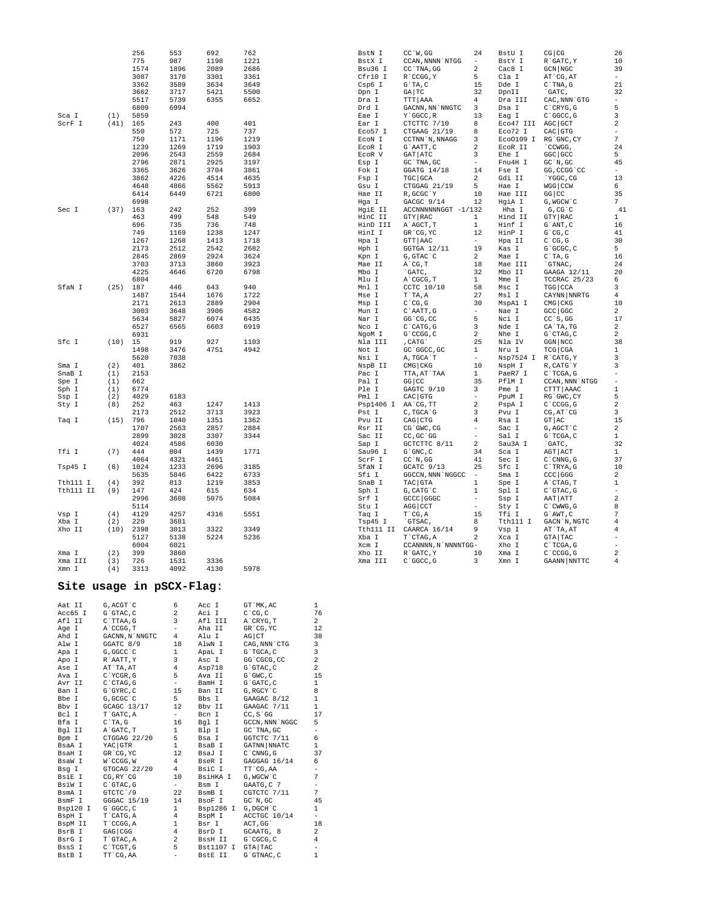| | | | | | |
|---|---|---|---|---|---|
| | | 256 | 553 | 692 | 762 |
| | | 775 | 987 | 1198 | 1221 |
| | | 1574 | 1896 | 2089 | 2686 |
| | | 3087 | 3170 | 3301 | 3361 |
| | | 3362 | 3589 | 3634 | 3649 |
| | | 3662 | 3717 | 5421 | 5500 |
| | | 5517 | 5739 | 6355 | 6652 |
| | | 6809 | 6994 | | |
| Sca I | (1) | 5859 | | | |
| ScrF I | (41) | 165 | 243 | 400 | 401 |
| | | 550 | 572 | 725 | 737 |
| | | 750 | 1171 | 1196 | 1219 |
| | | 1239 | 1269 | 1719 | 1903 |
| | | 2096 | 2543 | 2559 | 2684 |
| | | 2796 | 2871 | 2925 | 3197 |
| | | 3365 | 3626 | 3704 | 3861 |
| | | 3862 | 4226 | 4514 | 4635 |
| | | 4648 | 4866 | 5562 | 5913 |
| | | 6414 | 6449 | 6721 | 6800 |
| | | 6998 | | | |
| Sec I | (37) | 163 | 242 | 252 | 399 |
| | | 463 | 499 | 548 | 549 |
| | | 696 | 735 | 736 | 748 |
| | | 749 | 1169 | 1238 | 1247 |
| | | 1267 | 1268 | 1413 | 1718 |
| | | 2173 | 2512 | 2542 | 2682 |
| | | 2845 | 2869 | 2924 | 3624 |
| | | 3703 | 3713 | 3860 | 3923 |
| | | 4225 | 4646 | 6720 | 6798 |
| | | 6804 | | | |
| SfaN I | (25) | 187 | 446 | 643 | 940 |
| | | 1487 | 1544 | 1676 | 1722 |
| | | 2171 | 2613 | 2889 | 2904 |
| | | 3003 | 3648 | 3906 | 4582 |
| | | 5634 | 5827 | 6074 | 6435 |
| | | 6527 | 6565 | 6603 | 6919 |
| | | 6931 | | | |
| Sfc I | (10) | 15 | 919 | 927 | 1103 |
| | | 1498 | 3476 | 4751 | 4942 |
| | | 5620 | 7038 | | |
| Sma I | (2) | 401 | 3862 | | |
| SnaB I | (1) | 2153 | | | |
| Spe I | (1) | 662 | | | |
| Sph I | (1) | 6774 | | | |
| Ssp I | (2) | 4029 | 6183 | | |
| Sty I | (8) | 252 | 463 | 1247 | 1413 |
| | | 2173 | 2512 | 3713 | 3923 |
| Taq I | (15) | 796 | 1040 | 1351 | 1362 |
| | | 1707 | 2563 | 2857 | 2884 |
| | | 2899 | 3028 | 3307 | 3344 |
| | | 4024 | 4586 | 6030 | |
| Tfi I | (7) | 444 | 804 | 1439 | 1771 |
| | | 4064 | 4321 | 4461 | |
| Tsp45 I | (8) | 1024 | 1233 | 2696 | 3185 |
| | | 5635 | 5846 | 6422 | 6733 |
| Tth111 I | (4) | 392 | 813 | 1219 | 3853 |
| Tth111 II | (9) | 147 | 424 | 615 | 634 |
| | | 2996 | 3608 | 5075 | 5084 |
| | | 5114 | | | |
| Vsp I | (4) | 4129 | 4257 | 4316 | 5551 |
| Xba I | (2) | 220 | 3681 | | |
| Xho II | (10) | 2398 | 3013 | 3322 | 3349 |
| | | 5127 | 5138 | 5224 | 5236 |
| | | 6004 | 6021 | | |
| Xma I | (2) | 399 | 3860 | | |
| Xma III | (3) | 726 | 1531 | 3336 | |
| Xmn I | (4) | 3313 | 4092 | 4130 | 5978 |

## Site usage in pSCX-Flag:

| | | | | | |
|---|---|---|---|---|---|
| Aat II | G,ACGT`C | 6 | Acc I | GT`MK,AC | 1 |
| Acc65 I | G`GTAC,C | 2 | Aci I | C`CG,C | 76 |
| Afl II | C`TTAA,G | 3 | Afl III | A`CRYG,T | 2 |
| Age I | A`CCGG,T | - | Aha II | GR`CG,YC | 12 |
| Ahd I | GACNN,N`NNGTC | 4 | Alu I | AG\|CT | 38 |
| Alw I | GGATC 8/9 | 18 | AlwN I | CAG,NNN`CTG | 3 |
| Apa I | G,GGCC`C | 1 | ApaL I | G`TGCA,C | 3 |
| Apo I | R`AATT,Y | 3 | Asc I | GG`CGCG,CC | 2 |
| Ase I | AT`TA,AT | 4 | Asp718 | G`GTAC,C | 2 |
| Ava I | C`YCGR,G | 5 | Ava II | G`GWC,C | 15 |
| Avr II | C`CTAG,G | - | BamH I | G`GATC,C | 1 |
| Ban I | G`GYRC,C | 15 | Ban II | G,RGCY`C | 8 |
| Bbe I | G,GCGC`C | 5 | Bbs I | GAAGAC 8/12 | 1 |
| Bbv I | GCAGC 13/17 | 12 | Bbv II | GAAGAC 7/11 | 1 |
| Bcl I | T`GATC,A | - | Bcn I | CC,S`GG | 17 |
| Bfa I | C`TA,G | 16 | Bgl I | GCCN,NNN`NGGC | 5 |
| Bgl II | A`GATC,T | 1 | Blp I | GC`TNA,GC | - |
| Bpm I | CTGGAG 22/20 | 5 | Bsa I | GGTCTC 7/11 | 6 |
| BsaA I | YAC\|GTR | 1 | BsaB I | GATNN\|NNATC | 1 |
| BsaH I | GR`CG,YC | 12 | BsaJ I | C`CNNG,G | 37 |
| BsaW I | W`CCGG,W | 4 | BseR I | GAGGAG 16/14 | 6 |
| Bsg I | GTGCAG 22/20 | 4 | BsiC I | TT`CG,AA | - |
| BsiE I | CG,RY`CG | 10 | BsiHKA I | G,WGCW`C | 7 |
| BsiW I | C`GTAC,G | - | Bsm I | GAATG,C 7 | - |
| BsmA I | GTCTC`/9 | 22 | BsmB I | CGTCTC 7/11 | 7 |
| BsmF I | GGGAC 15/19 | 14 | BsoF I | GC`N,GC | 45 |
| Bsp120 I | G`GGCC,C | 1 | Bsp1286 I | G,DGCH`C | 1 |
| BspH I | T`CATG,A | 4 | BspM I | ACCTGC 10/14 | - |
| BspM II | T`CCGG,A | 1 | Bsr I | ACT,GG` | 18 |
| BsrB I | GAG\|CGG | 4 | BsrD I | GCAATG, 8 | 2 |
| BsrG I | T`GTAC,A | 2 | BssH II | G`CGCG,C | 4 |
| BssS I | C`TCGT,G | 5 | Bst1107 I | GTA\|TAC | - |
| BstB I | TT`CG,AA | - | BstE II | G`GTNAC,C | 1 |
| BstN I | CC`W,GG | 24 | BstU I | CG\|CG | 26 |
| BstX I | CCAN,NNNN`NTGG | - | BstY I | R`GATC,Y | 10 |
| Bsu36 I | CC`TNA,GG | 2 | Cac8 I | GCN\|NGC | 39 |
| Cfr10 I | R`CCGG,Y | 5 | Cla I | AT`CG,AT | - |
| Csp6 I | G`TA,C | 15 | Dde I | C`TNA,G | 21 |
| Dpn I | GA\|TC | 32 | DpnII | `GATC, | 32 |
| Dra I | TTT\|AAA | 4 | Dra III | CAC,NNN`GTG | - |
| Drd I | GACNN,NN`NNGTC | 3 | Dsa I | C`CRYG,G | 5 |
| Eae I | Y`GGCC,R | 13 | Eag I | C`GGCC,G | 3 |
| Ear I | CTCTTC 7/10 | 8 | Eco47 III | AGC\|GCT | 2 |
| Eco57 I | CTGAAG 21/19 | 8 | Eco72 I | CAC\|GTG | - |
| EcoN I | CCTNN`N,NNAGG | 3 | EcoO109 I | RG`GNC,CY | 7 |
| EcoR I | G`AATT,C | 2 | EcoR II | `CCWGG, | 24 |
| EcoR V | GAT\|ATC | 3 | Ehe I | GGC\|GCC | 5 |
| Esp I | GC`TNA,GC | - | Fnu4H I | GC`N,GC | 45 |
| Fok I | GGATG 14/18 | 14 | Fse I | GG,CCGG`CC | - |
| Fsp I | TGC\|GCA | 2 | Gdi II | `YGGC,CG | 13 |
| Gsu I | CTGGAG 21/19 | 5 | Hae I | WGG\|CCW | 6 |
| Hae II | R,GCGC`Y | 10 | Hae III | GG\|CC | 35 |
| Hga I | GACGC 9/14 | 12 | HgiA I | G,WGCW`C | 7 |
| HgiE II | ACCNNNNNNGGT -1/132 | | Hha I | G,CG`C | 41 |
| HinC II | GTY\|RAC | 1 | Hind II | GTY\|RAC | 1 |
| HinD III | A`AGCT,T | 1 | Hinf I | G`ANT,C | 16 |
| HinI I | GR`CG,YC | 12 | HinP I | G`CG,C | 41 |
| Hpa I | GTT\|AAC | - | Hpa II | C`CG,G | 30 |
| Hph I | GGTGA 12/11 | 19 | Kas I | G`GCGC,C | 5 |
| Kpn I | G,GTAC`C | 2 | Mae I | C`TA,G | 16 |
| Mae II | A`CG,T | 18 | Mae III | `GTNAC, | 24 |
| Mbo I | `GATC, | 32 | Mbo II | GAAGA 12/11 | 20 |
| Mlu I | A`CGCG,T | 1 | Mme I | TCCRAC 25/23 | 6 |
| Mnl I | CCTC 10/10 | 58 | Msc I | TGG\|CCA | 3 |
| Mse I | T`TA,A | 27 | Msl I | CAYNN\|NNRTG | 4 |
| Msp I | C`CG,G | 30 | MspA1 I | CMG\|CKG | 10 |
| Mun I | C`AATT,G | - | Nae I | GCC\|GGC | 2 |
| Nar I | GG`CG,CC | 5 | Nci I | CC`S,GG | 17 |
| Nco I | C`CATG,G | 3 | Nde I | CA`TA,TG | 2 |
| NgoM I | G`CCGG,C | 2 | Nhe I | G`CTAG,C | 2 |
| Nla III | ,CATG` | 25 | Nla IV | GGN\|NCC | 38 |
| Not I | GC`GGCC,GC | 1 | Nru I | TCG\|CGA | 1 |
| Nsi I | A,TGCA`T | - | Nsp7524 I | R`CATG,Y | 3 |
| NspB II | CMG\|CKG | 10 | NspH I | R,CATG`Y | 3 |
| Pac I | TTA,AT`TAA | 1 | PaeR7 I | C`TCGA,G | - |
| Pal I | GG\|CC | 35 | PflM I | CCAN,NNN`NTGG | - |
| Ple I | GAGTC 9/10 | 3 | Pme I | CTTT\|AAAC | 1 |
| Pml I | CAC\|GTG | - | PpuM I | RG`GWC,CY | 5 |
| Psp1406 I | AA`CG,TT | 2 | PspA I | C`CCGG,G | 2 |
| Pst I | C,TGCA`G | 3 | Pvu I | CG,AT`CG | 3 |
| Pvu II | CAG\|CTG | 4 | Rsa I | GT\|AC | 15 |
| Rsr II | CG`GWC,CG | - | Sac I | G,AGCT`C | 2 |
| Sac II | CC,GC`GG | - | Sal I | G`TCGA,C | 1 |
| Sap I | GCTCTTC 8/11 | 2 | Sau3A I | `GATC, | 32 |
| Sau96 I | G`GNC,C | 34 | Sca I | AGT\|ACT | 1 |
| ScrF I | CC`N,GG | 41 | Sec I | C`CNNG,G | 37 |
| SfaN I | GCATC 9/13 | 25 | Sfc I | C`TRYA,G | 10 |
| Sfi I | GGCCN,NNN`NGGCC | - | Sma I | CCC\|GGG | 2 |
| SnaB I | TAC\|GTA | 1 | Spe I | A`CTAG,T | 1 |
| Sph I | G,CATG`C | 1 | Spl I | C`GTAC,G | - |
| Srf I | GCCC\|GGGC | - | Ssp I | AAT\|ATT | 2 |
| Stu I | AGG\|CCT | - | Sty I | C`CWWG,G | 8 |
| Taq I | T`CG,A | 15 | Tfi I | G`AWT,C | 7 |
| Tsp45 I | `GTSAC, | 8 | Tth111 I | GACN`N,NGTC | 4 |
| Tth111 II | CAARCA 16/14 | 9 | Vsp I | AT`TA,AT | 4 |
| Xba I | T`CTAG,A | 2 | Xca I | GTA\|TAC | - |
| Xcm I | CCANNNN,N`NNNNTGG | - | Xho I | C`TCGA,G | - |
| Xho II | R`GATC,Y | 10 | Xma I | C`CCGG,G | 2 |
| Xma III | C`GGCC,G | 3 | Xmn I | GAANN\|NNTTC | 4 |